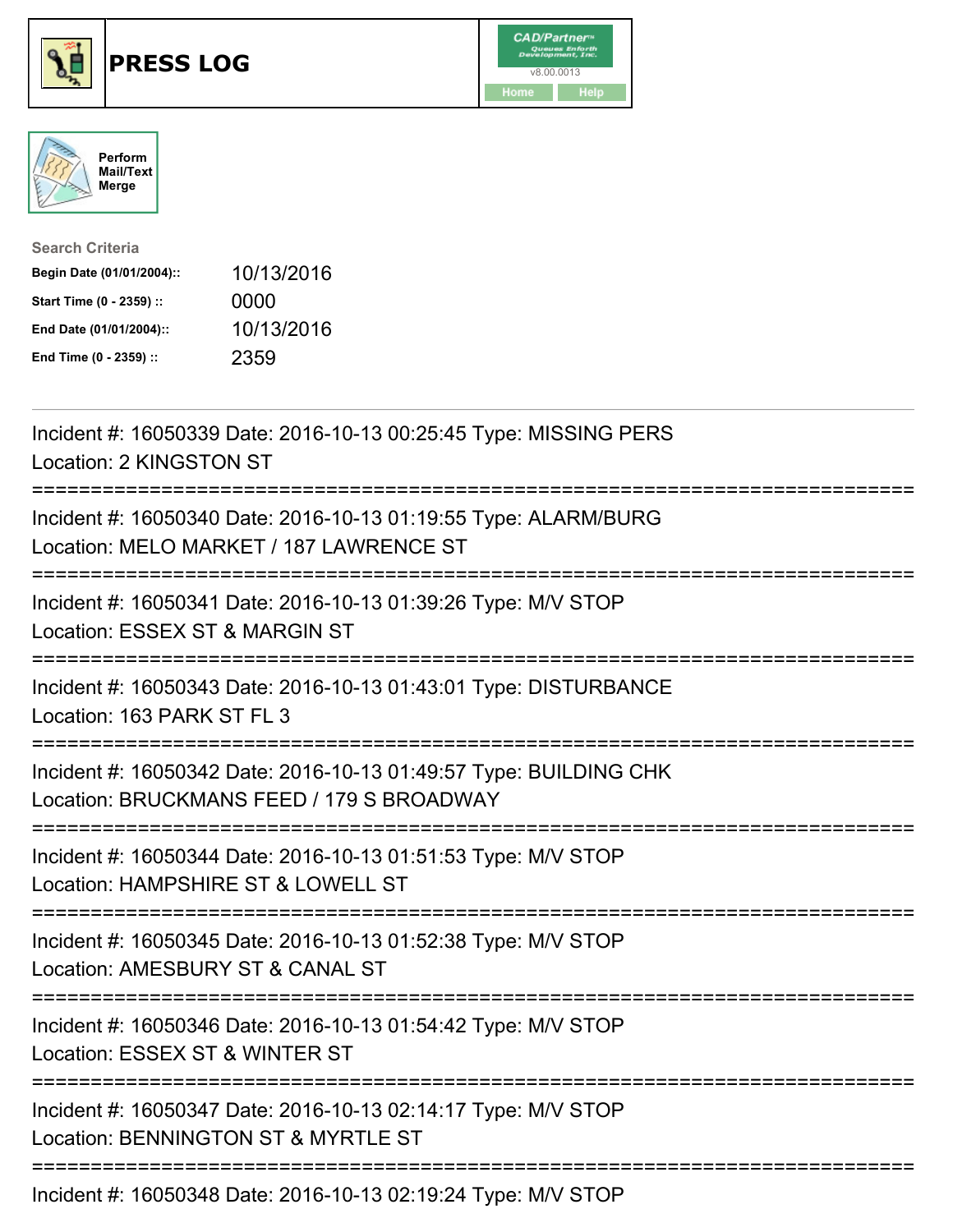# PRESS LOG

CAD/Partner v8.00.0013

Home Help

Perform Mail/Text Merge

**Search Criteria**

| | |
|---|---|
| **Begin Date (01/01/2004)::** | 10/13/2016 |
| **Start Time (0 - 2359) ::** | 0000 |
| **End Date (01/01/2004)::** | 10/13/2016 |
| **End Time (0 - 2359) ::** | 2359 |

---

Incident #: 16050339 Date: 2016-10-13 00:25:45 Type: MISSING PERS
Location: 2 KINGSTON ST

===========================================================================

Incident #: 16050340 Date: 2016-10-13 01:19:55 Type: ALARM/BURG
Location: MELO MARKET / 187 LAWRENCE ST

===========================================================================

Incident #: 16050341 Date: 2016-10-13 01:39:26 Type: M/V STOP
Location: ESSEX ST & MARGIN ST

===========================================================================

Incident #: 16050343 Date: 2016-10-13 01:43:01 Type: DISTURBANCE
Location: 163 PARK ST FL 3

===========================================================================

Incident #: 16050342 Date: 2016-10-13 01:49:57 Type: BUILDING CHK
Location: BRUCKMANS FEED / 179 S BROADWAY

===========================================================================

Incident #: 16050344 Date: 2016-10-13 01:51:53 Type: M/V STOP
Location: HAMPSHIRE ST & LOWELL ST

===========================================================================

Incident #: 16050345 Date: 2016-10-13 01:52:38 Type: M/V STOP
Location: AMESBURY ST & CANAL ST

===========================================================================

Incident #: 16050346 Date: 2016-10-13 01:54:42 Type: M/V STOP
Location: ESSEX ST & WINTER ST

===========================================================================

Incident #: 16050347 Date: 2016-10-13 02:14:17 Type: M/V STOP
Location: BENNINGTON ST & MYRTLE ST

===========================================================================

Incident #: 16050348 Date: 2016-10-13 02:19:24 Type: M/V STOP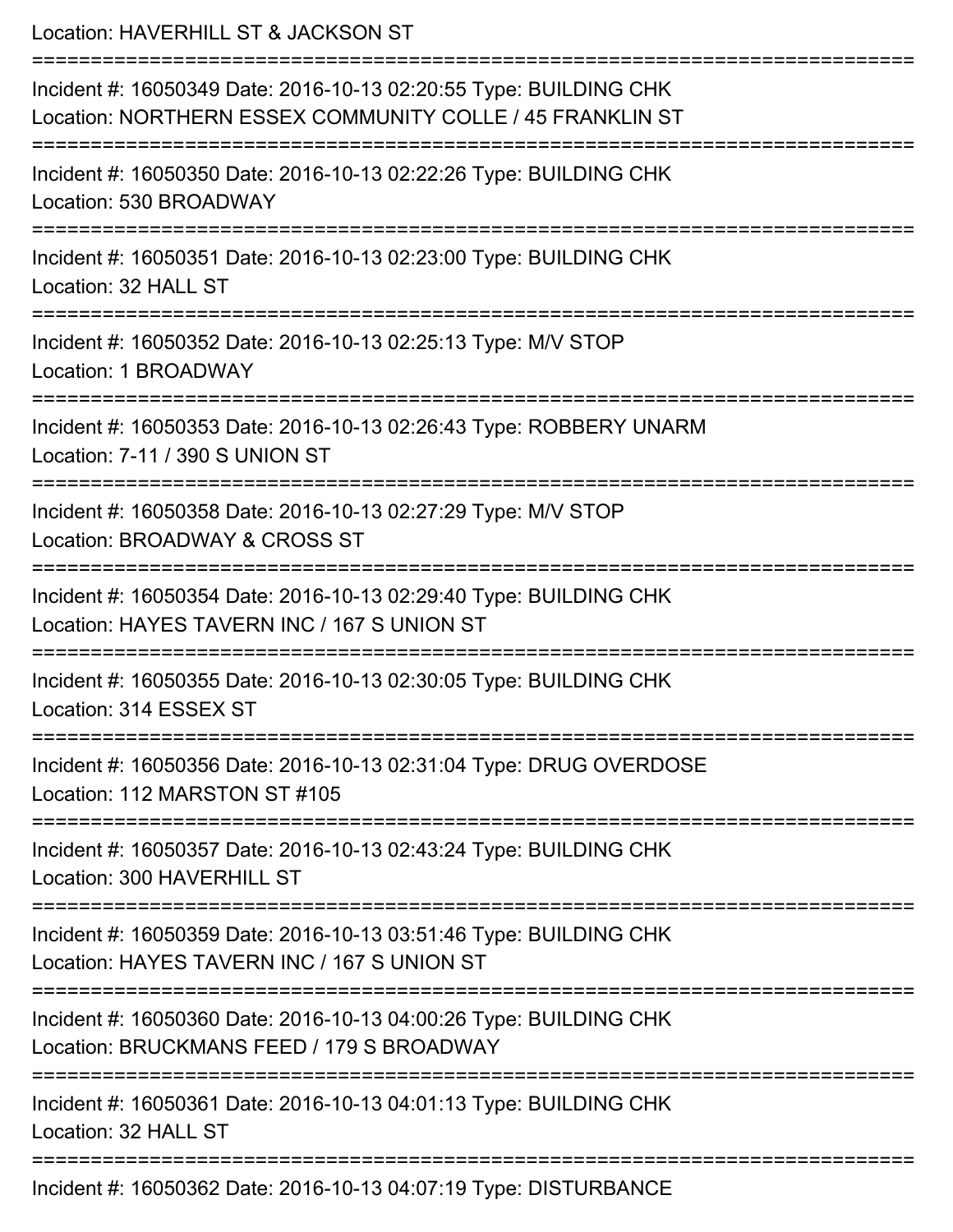Location: HAVERHILL ST & JACKSON ST

===========================================================================

Incident #: 16050349 Date: 2016-10-13 02:20:55 Type: BUILDING CHK
Location: NORTHERN ESSEX COMMUNITY COLLE / 45 FRANKLIN ST

===========================================================================

Incident #: 16050350 Date: 2016-10-13 02:22:26 Type: BUILDING CHK
Location: 530 BROADWAY

===========================================================================

Incident #: 16050351 Date: 2016-10-13 02:23:00 Type: BUILDING CHK
Location: 32 HALL ST

===========================================================================

Incident #: 16050352 Date: 2016-10-13 02:25:13 Type: M/V STOP
Location: 1 BROADWAY

===========================================================================

Incident #: 16050353 Date: 2016-10-13 02:26:43 Type: ROBBERY UNARM
Location: 7-11 / 390 S UNION ST

===========================================================================

Incident #: 16050358 Date: 2016-10-13 02:27:29 Type: M/V STOP
Location: BROADWAY & CROSS ST

===========================================================================

Incident #: 16050354 Date: 2016-10-13 02:29:40 Type: BUILDING CHK
Location: HAYES TAVERN INC / 167 S UNION ST

===========================================================================

Incident #: 16050355 Date: 2016-10-13 02:30:05 Type: BUILDING CHK
Location: 314 ESSEX ST

===========================================================================

Incident #: 16050356 Date: 2016-10-13 02:31:04 Type: DRUG OVERDOSE
Location: 112 MARSTON ST #105

===========================================================================

Incident #: 16050357 Date: 2016-10-13 02:43:24 Type: BUILDING CHK
Location: 300 HAVERHILL ST

===========================================================================

Incident #: 16050359 Date: 2016-10-13 03:51:46 Type: BUILDING CHK
Location: HAYES TAVERN INC / 167 S UNION ST

===========================================================================

Incident #: 16050360 Date: 2016-10-13 04:00:26 Type: BUILDING CHK
Location: BRUCKMANS FEED / 179 S BROADWAY

===========================================================================

Incident #: 16050361 Date: 2016-10-13 04:01:13 Type: BUILDING CHK
Location: 32 HALL ST

===========================================================================

Incident #: 16050362 Date: 2016-10-13 04:07:19 Type: DISTURBANCE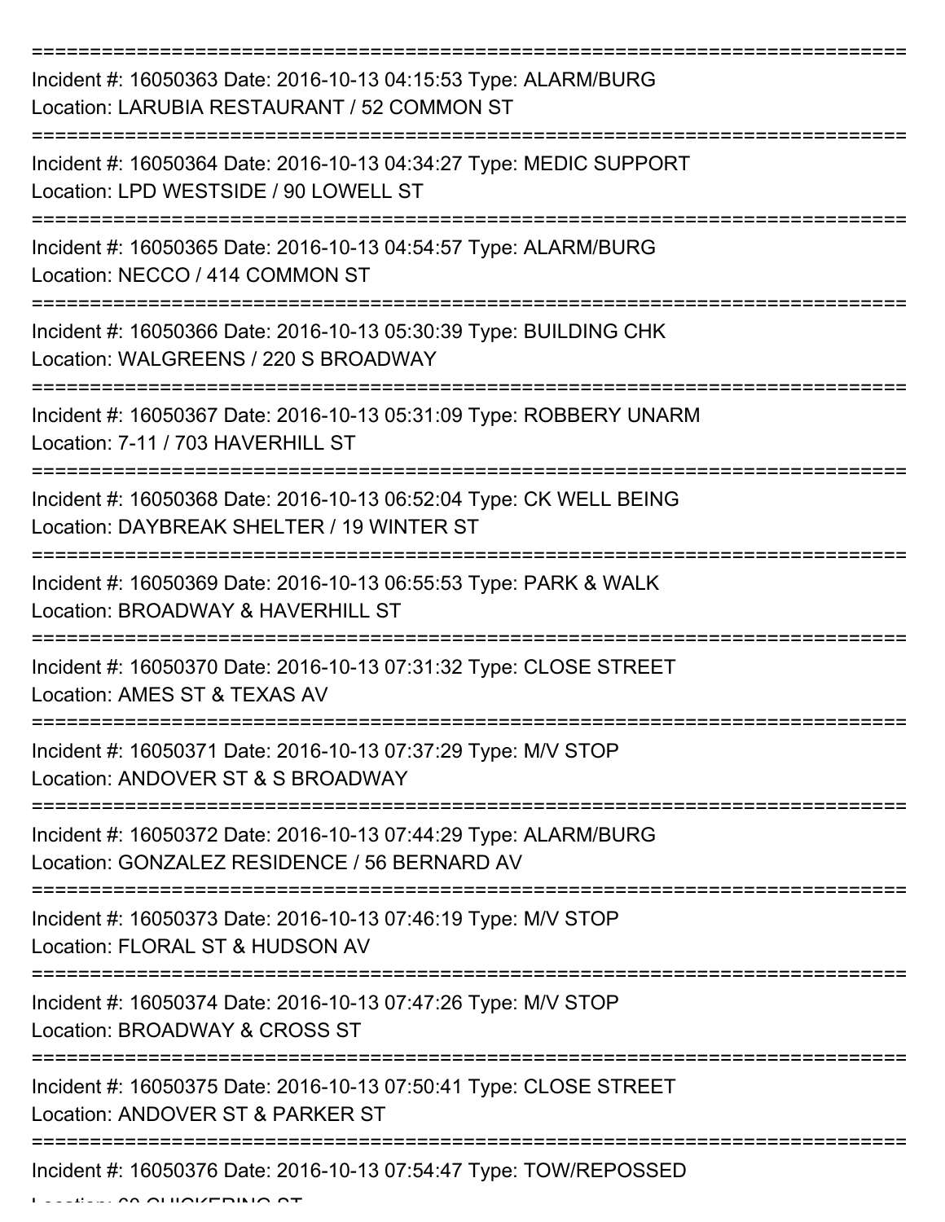===========================================================================

Incident #: 16050363 Date: 2016-10-13 04:15:53 Type: ALARM/BURG
Location: LARUBIA RESTAURANT / 52 COMMON ST

===========================================================================

Incident #: 16050364 Date: 2016-10-13 04:34:27 Type: MEDIC SUPPORT
Location: LPD WESTSIDE / 90 LOWELL ST

===========================================================================

Incident #: 16050365 Date: 2016-10-13 04:54:57 Type: ALARM/BURG
Location: NECCO / 414 COMMON ST

===========================================================================

Incident #: 16050366 Date: 2016-10-13 05:30:39 Type: BUILDING CHK
Location: WALGREENS / 220 S BROADWAY

===========================================================================

Incident #: 16050367 Date: 2016-10-13 05:31:09 Type: ROBBERY UNARM
Location: 7-11 / 703 HAVERHILL ST

===========================================================================

Incident #: 16050368 Date: 2016-10-13 06:52:04 Type: CK WELL BEING
Location: DAYBREAK SHELTER / 19 WINTER ST

===========================================================================

Incident #: 16050369 Date: 2016-10-13 06:55:53 Type: PARK & WALK
Location: BROADWAY & HAVERHILL ST

===========================================================================

Incident #: 16050370 Date: 2016-10-13 07:31:32 Type: CLOSE STREET
Location: AMES ST & TEXAS AV

===========================================================================

Incident #: 16050371 Date: 2016-10-13 07:37:29 Type: M/V STOP
Location: ANDOVER ST & S BROADWAY

===========================================================================

Incident #: 16050372 Date: 2016-10-13 07:44:29 Type: ALARM/BURG
Location: GONZALEZ RESIDENCE / 56 BERNARD AV

===========================================================================

Incident #: 16050373 Date: 2016-10-13 07:46:19 Type: M/V STOP
Location: FLORAL ST & HUDSON AV

===========================================================================

Incident #: 16050374 Date: 2016-10-13 07:47:26 Type: M/V STOP
Location: BROADWAY & CROSS ST

===========================================================================

Incident #: 16050375 Date: 2016-10-13 07:50:41 Type: CLOSE STREET
Location: ANDOVER ST & PARKER ST

===========================================================================

Incident #: 16050376 Date: 2016-10-13 07:54:47 Type: TOW/REPOSSED
Location: 60 CHICKERING ST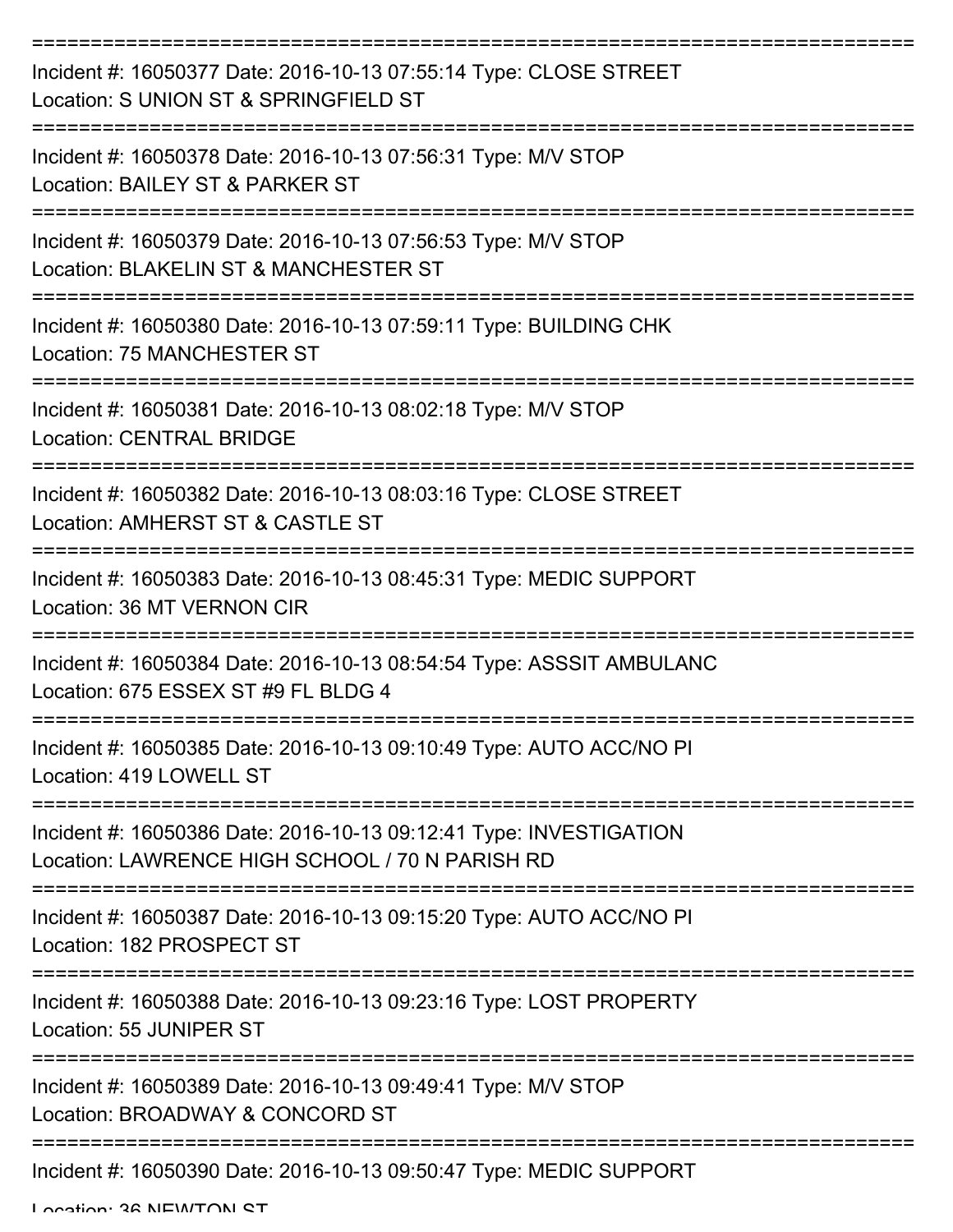Incident #: 16050377 Date: 2016-10-13 07:55:14 Type: CLOSE STREET
Location: S UNION ST & SPRINGFIELD ST

Incident #: 16050378 Date: 2016-10-13 07:56:31 Type: M/V STOP
Location: BAILEY ST & PARKER ST

Incident #: 16050379 Date: 2016-10-13 07:56:53 Type: M/V STOP
Location: BLAKELIN ST & MANCHESTER ST

Incident #: 16050380 Date: 2016-10-13 07:59:11 Type: BUILDING CHK
Location: 75 MANCHESTER ST

Incident #: 16050381 Date: 2016-10-13 08:02:18 Type: M/V STOP
Location: CENTRAL BRIDGE

Incident #: 16050382 Date: 2016-10-13 08:03:16 Type: CLOSE STREET
Location: AMHERST ST & CASTLE ST

Incident #: 16050383 Date: 2016-10-13 08:45:31 Type: MEDIC SUPPORT
Location: 36 MT VERNON CIR

Incident #: 16050384 Date: 2016-10-13 08:54:54 Type: ASSSIT AMBULANC
Location: 675 ESSEX ST #9 FL BLDG 4

Incident #: 16050385 Date: 2016-10-13 09:10:49 Type: AUTO ACC/NO PI
Location: 419 LOWELL ST

Incident #: 16050386 Date: 2016-10-13 09:12:41 Type: INVESTIGATION
Location: LAWRENCE HIGH SCHOOL / 70 N PARISH RD

Incident #: 16050387 Date: 2016-10-13 09:15:20 Type: AUTO ACC/NO PI
Location: 182 PROSPECT ST

Incident #: 16050388 Date: 2016-10-13 09:23:16 Type: LOST PROPERTY
Location: 55 JUNIPER ST

Incident #: 16050389 Date: 2016-10-13 09:49:41 Type: M/V STOP
Location: BROADWAY & CONCORD ST

Incident #: 16050390 Date: 2016-10-13 09:50:47 Type: MEDIC SUPPORT
Location: 36 NEWTON ST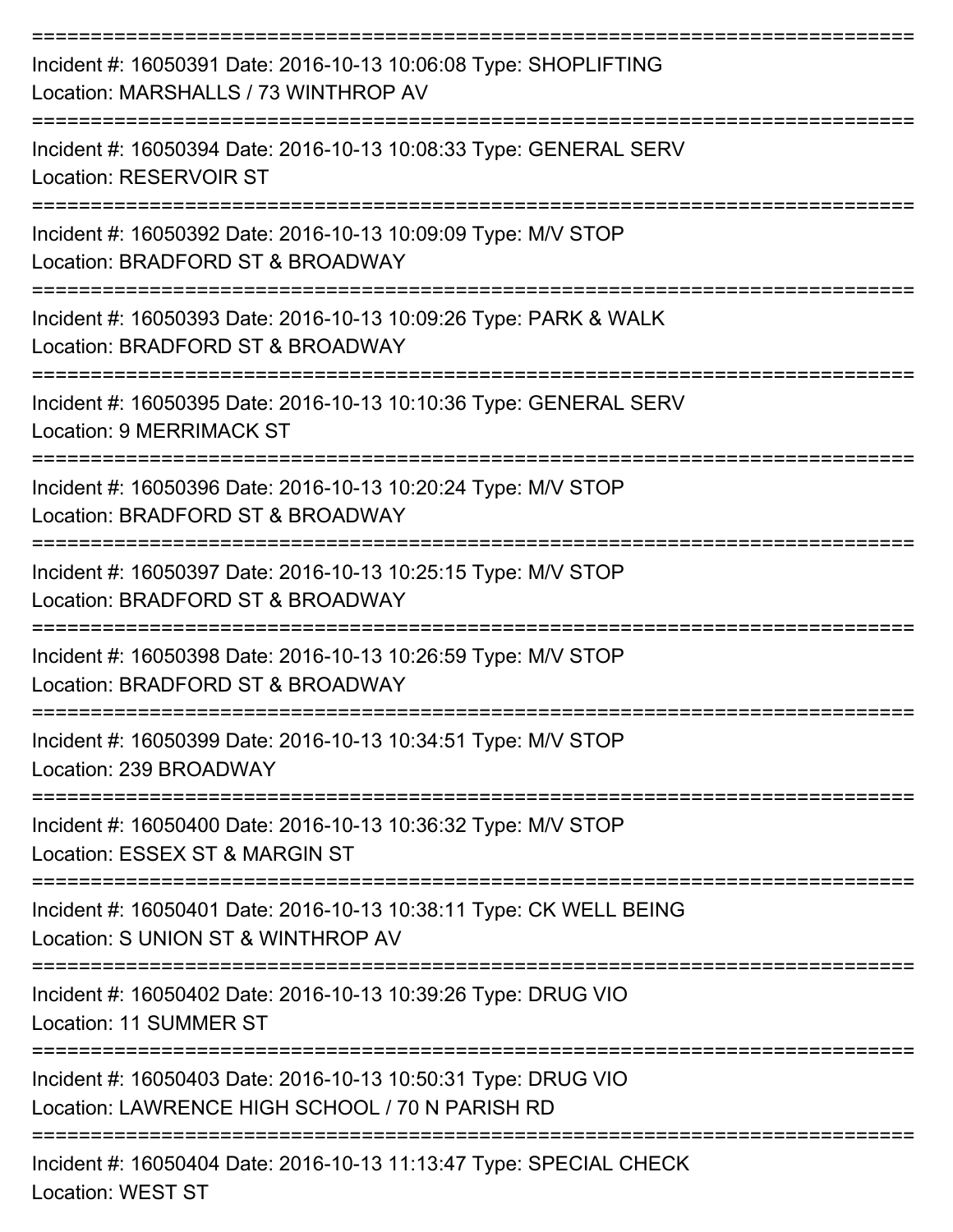===========================================================================

Incident #: 16050391 Date: 2016-10-13 10:06:08 Type: SHOPLIFTING
Location: MARSHALLS / 73 WINTHROP AV

===========================================================================

Incident #: 16050394 Date: 2016-10-13 10:08:33 Type: GENERAL SERV
Location: RESERVOIR ST

===========================================================================

Incident #: 16050392 Date: 2016-10-13 10:09:09 Type: M/V STOP
Location: BRADFORD ST & BROADWAY

===========================================================================

Incident #: 16050393 Date: 2016-10-13 10:09:26 Type: PARK & WALK
Location: BRADFORD ST & BROADWAY

===========================================================================

Incident #: 16050395 Date: 2016-10-13 10:10:36 Type: GENERAL SERV
Location: 9 MERRIMACK ST

===========================================================================

Incident #: 16050396 Date: 2016-10-13 10:20:24 Type: M/V STOP
Location: BRADFORD ST & BROADWAY

===========================================================================

Incident #: 16050397 Date: 2016-10-13 10:25:15 Type: M/V STOP
Location: BRADFORD ST & BROADWAY

===========================================================================

Incident #: 16050398 Date: 2016-10-13 10:26:59 Type: M/V STOP
Location: BRADFORD ST & BROADWAY

===========================================================================

Incident #: 16050399 Date: 2016-10-13 10:34:51 Type: M/V STOP
Location: 239 BROADWAY

===========================================================================

Incident #: 16050400 Date: 2016-10-13 10:36:32 Type: M/V STOP
Location: ESSEX ST & MARGIN ST

===========================================================================

Incident #: 16050401 Date: 2016-10-13 10:38:11 Type: CK WELL BEING
Location: S UNION ST & WINTHROP AV

===========================================================================

Incident #: 16050402 Date: 2016-10-13 10:39:26 Type: DRUG VIO
Location: 11 SUMMER ST

===========================================================================

Incident #: 16050403 Date: 2016-10-13 10:50:31 Type: DRUG VIO
Location: LAWRENCE HIGH SCHOOL / 70 N PARISH RD

===========================================================================

Incident #: 16050404 Date: 2016-10-13 11:13:47 Type: SPECIAL CHECK
Location: WEST ST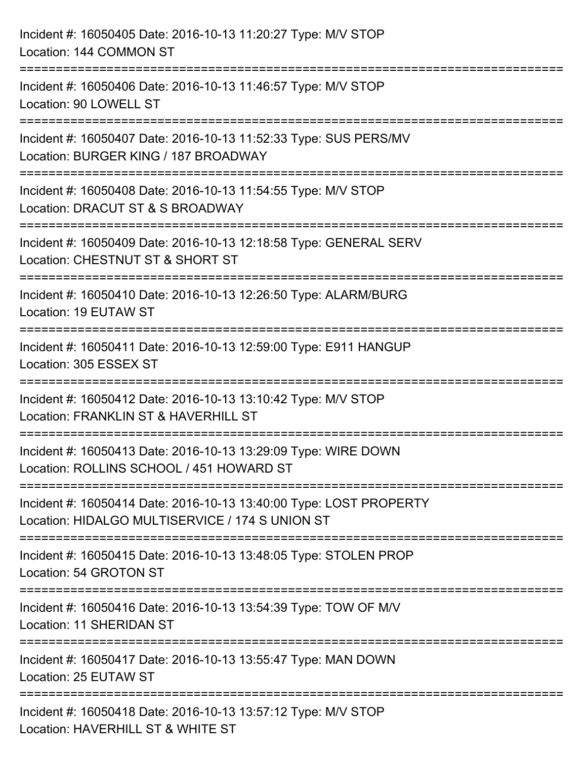Incident #: 16050405 Date: 2016-10-13 11:20:27 Type: M/V STOP
Location: 144 COMMON ST

===========================================================================

Incident #: 16050406 Date: 2016-10-13 11:46:57 Type: M/V STOP
Location: 90 LOWELL ST

===========================================================================

Incident #: 16050407 Date: 2016-10-13 11:52:33 Type: SUS PERS/MV
Location: BURGER KING / 187 BROADWAY

===========================================================================

Incident #: 16050408 Date: 2016-10-13 11:54:55 Type: M/V STOP
Location: DRACUT ST & S BROADWAY

===========================================================================

Incident #: 16050409 Date: 2016-10-13 12:18:58 Type: GENERAL SERV
Location: CHESTNUT ST & SHORT ST

===========================================================================

Incident #: 16050410 Date: 2016-10-13 12:26:50 Type: ALARM/BURG
Location: 19 EUTAW ST

===========================================================================

Incident #: 16050411 Date: 2016-10-13 12:59:00 Type: E911 HANGUP
Location: 305 ESSEX ST

===========================================================================

Incident #: 16050412 Date: 2016-10-13 13:10:42 Type: M/V STOP
Location: FRANKLIN ST & HAVERHILL ST

===========================================================================

Incident #: 16050413 Date: 2016-10-13 13:29:09 Type: WIRE DOWN
Location: ROLLINS SCHOOL / 451 HOWARD ST

===========================================================================

Incident #: 16050414 Date: 2016-10-13 13:40:00 Type: LOST PROPERTY
Location: HIDALGO MULTISERVICE / 174 S UNION ST

===========================================================================

Incident #: 16050415 Date: 2016-10-13 13:48:05 Type: STOLEN PROP
Location: 54 GROTON ST

===========================================================================

Incident #: 16050416 Date: 2016-10-13 13:54:39 Type: TOW OF M/V
Location: 11 SHERIDAN ST

===========================================================================

Incident #: 16050417 Date: 2016-10-13 13:55:47 Type: MAN DOWN
Location: 25 EUTAW ST

===========================================================================

Incident #: 16050418 Date: 2016-10-13 13:57:12 Type: M/V STOP
Location: HAVERHILL ST & WHITE ST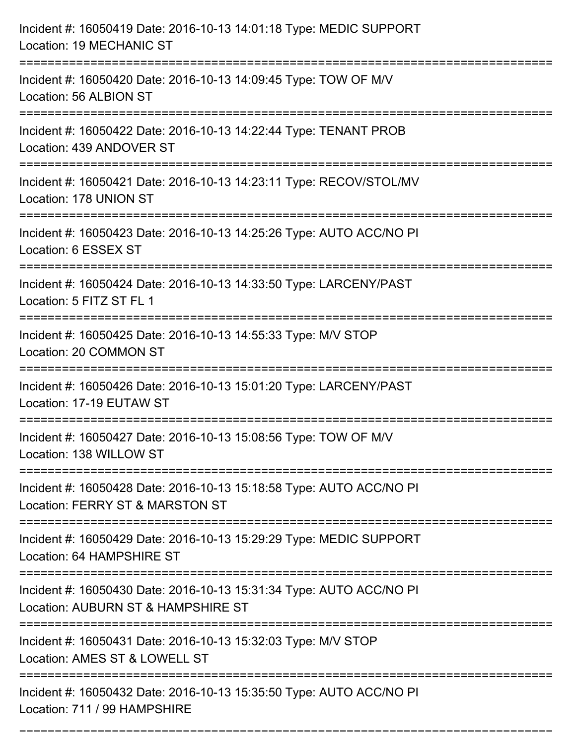Incident #: 16050419 Date: 2016-10-13 14:01:18 Type: MEDIC SUPPORT
Location: 19 MECHANIC ST

===========================================================================

Incident #: 16050420 Date: 2016-10-13 14:09:45 Type: TOW OF M/V
Location: 56 ALBION ST

===========================================================================

Incident #: 16050422 Date: 2016-10-13 14:22:44 Type: TENANT PROB
Location: 439 ANDOVER ST

===========================================================================

Incident #: 16050421 Date: 2016-10-13 14:23:11 Type: RECOV/STOL/MV
Location: 178 UNION ST

===========================================================================

Incident #: 16050423 Date: 2016-10-13 14:25:26 Type: AUTO ACC/NO PI
Location: 6 ESSEX ST

===========================================================================

Incident #: 16050424 Date: 2016-10-13 14:33:50 Type: LARCENY/PAST
Location: 5 FITZ ST FL 1

===========================================================================

Incident #: 16050425 Date: 2016-10-13 14:55:33 Type: M/V STOP
Location: 20 COMMON ST

===========================================================================

Incident #: 16050426 Date: 2016-10-13 15:01:20 Type: LARCENY/PAST
Location: 17-19 EUTAW ST

===========================================================================

Incident #: 16050427 Date: 2016-10-13 15:08:56 Type: TOW OF M/V
Location: 138 WILLOW ST

===========================================================================

Incident #: 16050428 Date: 2016-10-13 15:18:58 Type: AUTO ACC/NO PI
Location: FERRY ST & MARSTON ST

===========================================================================

Incident #: 16050429 Date: 2016-10-13 15:29:29 Type: MEDIC SUPPORT
Location: 64 HAMPSHIRE ST

===========================================================================

Incident #: 16050430 Date: 2016-10-13 15:31:34 Type: AUTO ACC/NO PI
Location: AUBURN ST & HAMPSHIRE ST

===========================================================================

Incident #: 16050431 Date: 2016-10-13 15:32:03 Type: M/V STOP
Location: AMES ST & LOWELL ST

===========================================================================

Incident #: 16050432 Date: 2016-10-13 15:35:50 Type: AUTO ACC/NO PI
Location: 711 / 99 HAMPSHIRE

===========================================================================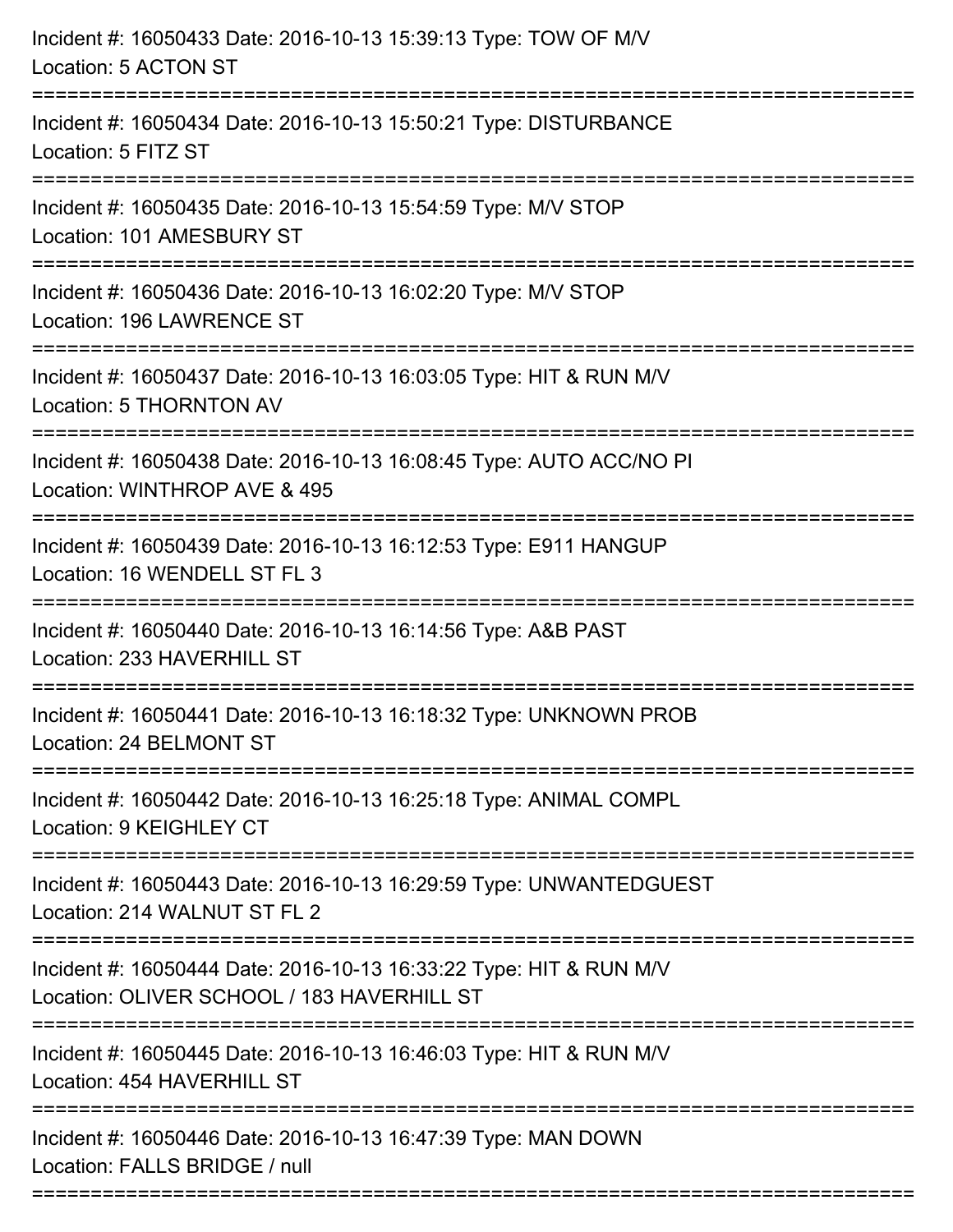Incident #: 16050433 Date: 2016-10-13 15:39:13 Type: TOW OF M/V
Location: 5 ACTON ST

===========================================================================

Incident #: 16050434 Date: 2016-10-13 15:50:21 Type: DISTURBANCE
Location: 5 FITZ ST

===========================================================================

Incident #: 16050435 Date: 2016-10-13 15:54:59 Type: M/V STOP
Location: 101 AMESBURY ST

===========================================================================

Incident #: 16050436 Date: 2016-10-13 16:02:20 Type: M/V STOP
Location: 196 LAWRENCE ST

===========================================================================

Incident #: 16050437 Date: 2016-10-13 16:03:05 Type: HIT & RUN M/V
Location: 5 THORNTON AV

===========================================================================

Incident #: 16050438 Date: 2016-10-13 16:08:45 Type: AUTO ACC/NO PI
Location: WINTHROP AVE & 495

===========================================================================

Incident #: 16050439 Date: 2016-10-13 16:12:53 Type: E911 HANGUP
Location: 16 WENDELL ST FL 3

===========================================================================

Incident #: 16050440 Date: 2016-10-13 16:14:56 Type: A&B PAST
Location: 233 HAVERHILL ST

===========================================================================

Incident #: 16050441 Date: 2016-10-13 16:18:32 Type: UNKNOWN PROB
Location: 24 BELMONT ST

===========================================================================

Incident #: 16050442 Date: 2016-10-13 16:25:18 Type: ANIMAL COMPL
Location: 9 KEIGHLEY CT

===========================================================================

Incident #: 16050443 Date: 2016-10-13 16:29:59 Type: UNWANTEDGUEST
Location: 214 WALNUT ST FL 2

===========================================================================

Incident #: 16050444 Date: 2016-10-13 16:33:22 Type: HIT & RUN M/V
Location: OLIVER SCHOOL / 183 HAVERHILL ST

===========================================================================

Incident #: 16050445 Date: 2016-10-13 16:46:03 Type: HIT & RUN M/V
Location: 454 HAVERHILL ST

===========================================================================

Incident #: 16050446 Date: 2016-10-13 16:47:39 Type: MAN DOWN
Location: FALLS BRIDGE / null

===========================================================================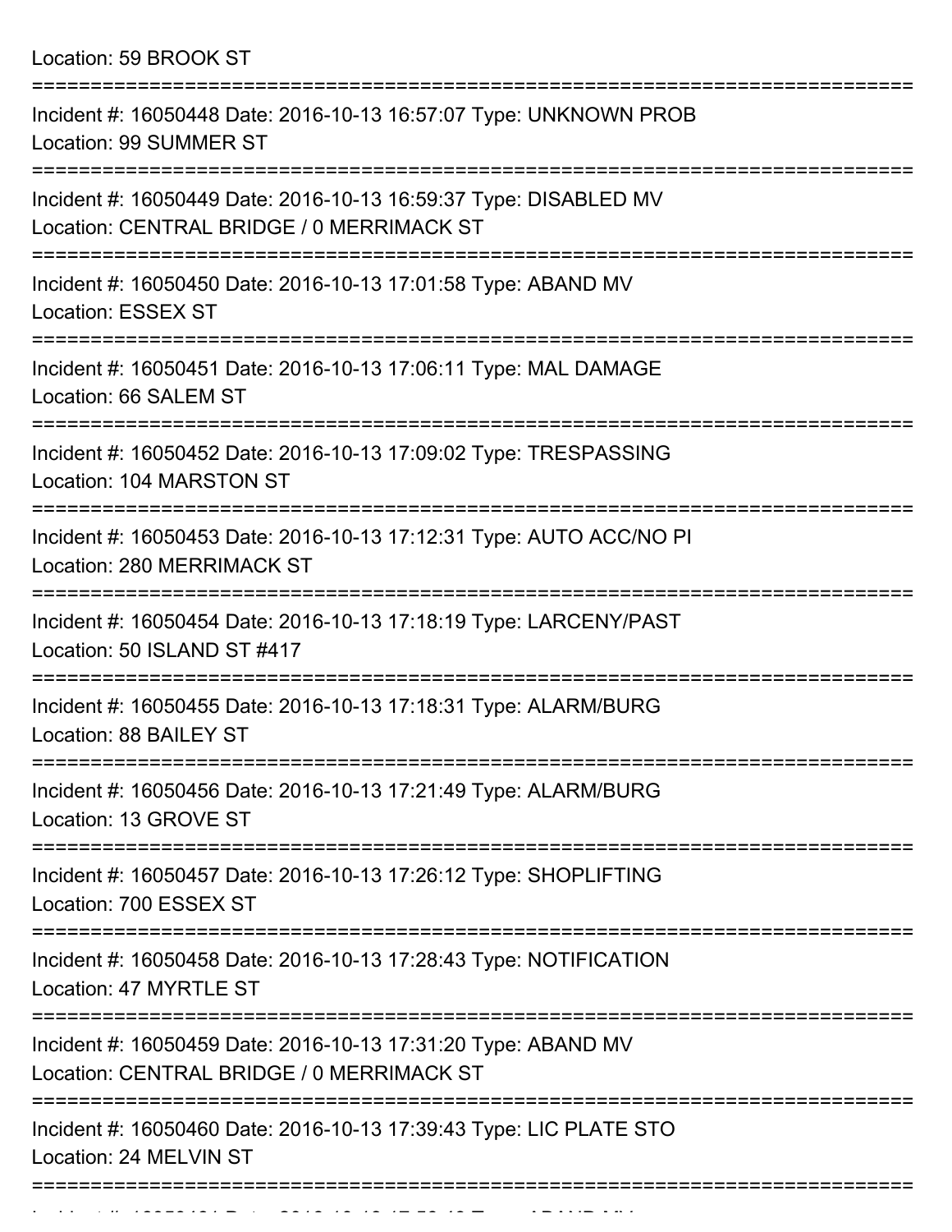Location: 59 BROOK ST

===========================================================================

Incident #: 16050448 Date: 2016-10-13 16:57:07 Type: UNKNOWN PROB
Location: 99 SUMMER ST

===========================================================================

Incident #: 16050449 Date: 2016-10-13 16:59:37 Type: DISABLED MV
Location: CENTRAL BRIDGE / 0 MERRIMACK ST

===========================================================================

Incident #: 16050450 Date: 2016-10-13 17:01:58 Type: ABAND MV
Location: ESSEX ST

===========================================================================

Incident #: 16050451 Date: 2016-10-13 17:06:11 Type: MAL DAMAGE
Location: 66 SALEM ST

===========================================================================

Incident #: 16050452 Date: 2016-10-13 17:09:02 Type: TRESPASSING
Location: 104 MARSTON ST

===========================================================================

Incident #: 16050453 Date: 2016-10-13 17:12:31 Type: AUTO ACC/NO PI
Location: 280 MERRIMACK ST

===========================================================================

Incident #: 16050454 Date: 2016-10-13 17:18:19 Type: LARCENY/PAST
Location: 50 ISLAND ST #417

===========================================================================

Incident #: 16050455 Date: 2016-10-13 17:18:31 Type: ALARM/BURG
Location: 88 BAILEY ST

===========================================================================

Incident #: 16050456 Date: 2016-10-13 17:21:49 Type: ALARM/BURG
Location: 13 GROVE ST

===========================================================================

Incident #: 16050457 Date: 2016-10-13 17:26:12 Type: SHOPLIFTING
Location: 700 ESSEX ST

===========================================================================

Incident #: 16050458 Date: 2016-10-13 17:28:43 Type: NOTIFICATION
Location: 47 MYRTLE ST

===========================================================================

Incident #: 16050459 Date: 2016-10-13 17:31:20 Type: ABAND MV
Location: CENTRAL BRIDGE / 0 MERRIMACK ST

===========================================================================

Incident #: 16050460 Date: 2016-10-13 17:39:43 Type: LIC PLATE STO
Location: 24 MELVIN ST

===========================================================================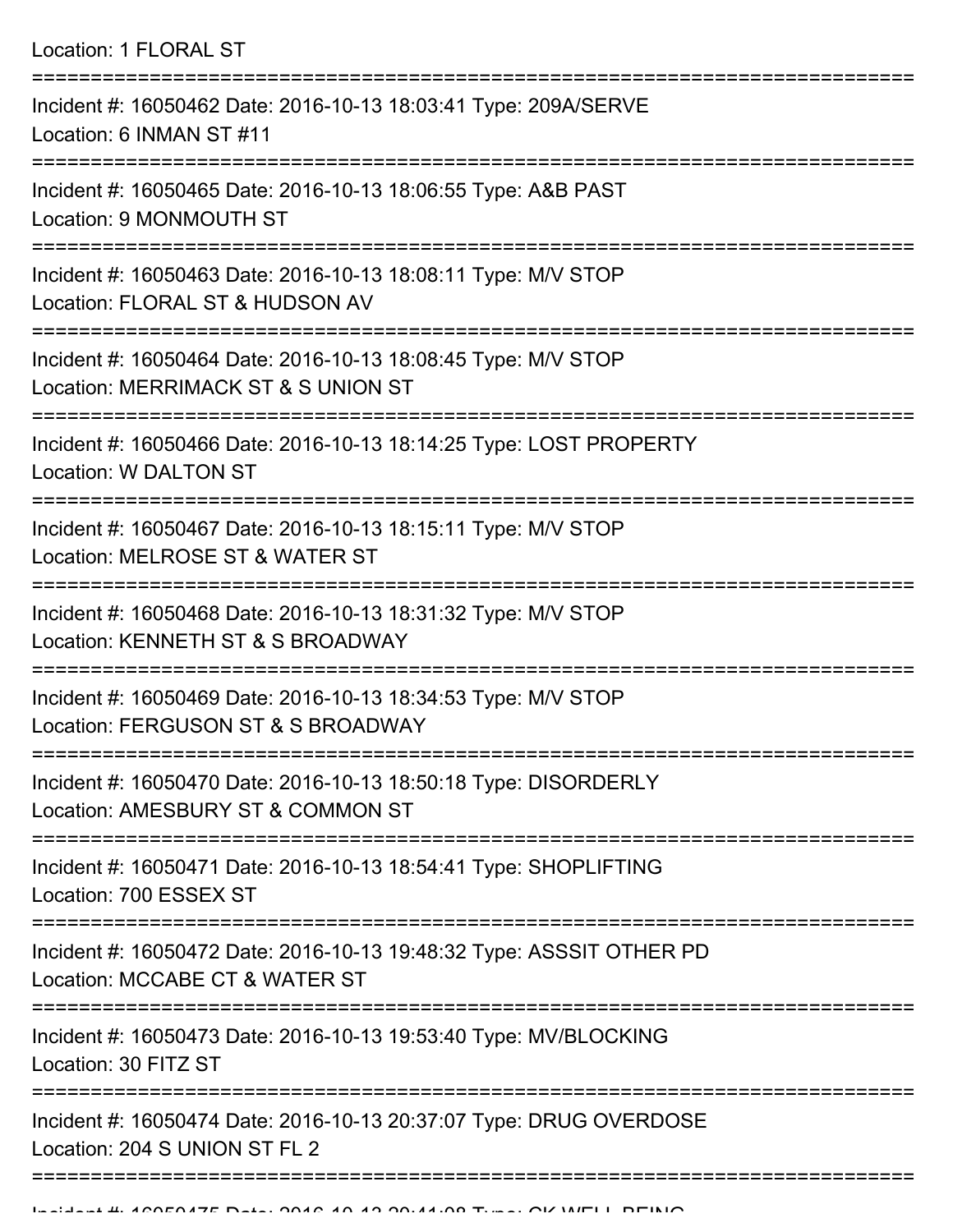Location: 1 FLORAL ST

===========================================================================

Incident #: 16050462 Date: 2016-10-13 18:03:41 Type: 209A/SERVE
Location: 6 INMAN ST #11

===========================================================================

Incident #: 16050465 Date: 2016-10-13 18:06:55 Type: A&B PAST
Location: 9 MONMOUTH ST

===========================================================================

Incident #: 16050463 Date: 2016-10-13 18:08:11 Type: M/V STOP
Location: FLORAL ST & HUDSON AV

===========================================================================

Incident #: 16050464 Date: 2016-10-13 18:08:45 Type: M/V STOP
Location: MERRIMACK ST & S UNION ST

===========================================================================

Incident #: 16050466 Date: 2016-10-13 18:14:25 Type: LOST PROPERTY
Location: W DALTON ST

===========================================================================

Incident #: 16050467 Date: 2016-10-13 18:15:11 Type: M/V STOP
Location: MELROSE ST & WATER ST

===========================================================================

Incident #: 16050468 Date: 2016-10-13 18:31:32 Type: M/V STOP
Location: KENNETH ST & S BROADWAY

===========================================================================

Incident #: 16050469 Date: 2016-10-13 18:34:53 Type: M/V STOP
Location: FERGUSON ST & S BROADWAY

===========================================================================

Incident #: 16050470 Date: 2016-10-13 18:50:18 Type: DISORDERLY
Location: AMESBURY ST & COMMON ST

===========================================================================

Incident #: 16050471 Date: 2016-10-13 18:54:41 Type: SHOPLIFTING
Location: 700 ESSEX ST

===========================================================================

Incident #: 16050472 Date: 2016-10-13 19:48:32 Type: ASSSIT OTHER PD
Location: MCCABE CT & WATER ST

===========================================================================

Incident #: 16050473 Date: 2016-10-13 19:53:40 Type: MV/BLOCKING
Location: 30 FITZ ST

===========================================================================

Incident #: 16050474 Date: 2016-10-13 20:37:07 Type: DRUG OVERDOSE
Location: 204 S UNION ST FL 2

===========================================================================

Incident #: 16050475 Date: 2016-10-13 20:41:08 Type: CK WELL BEING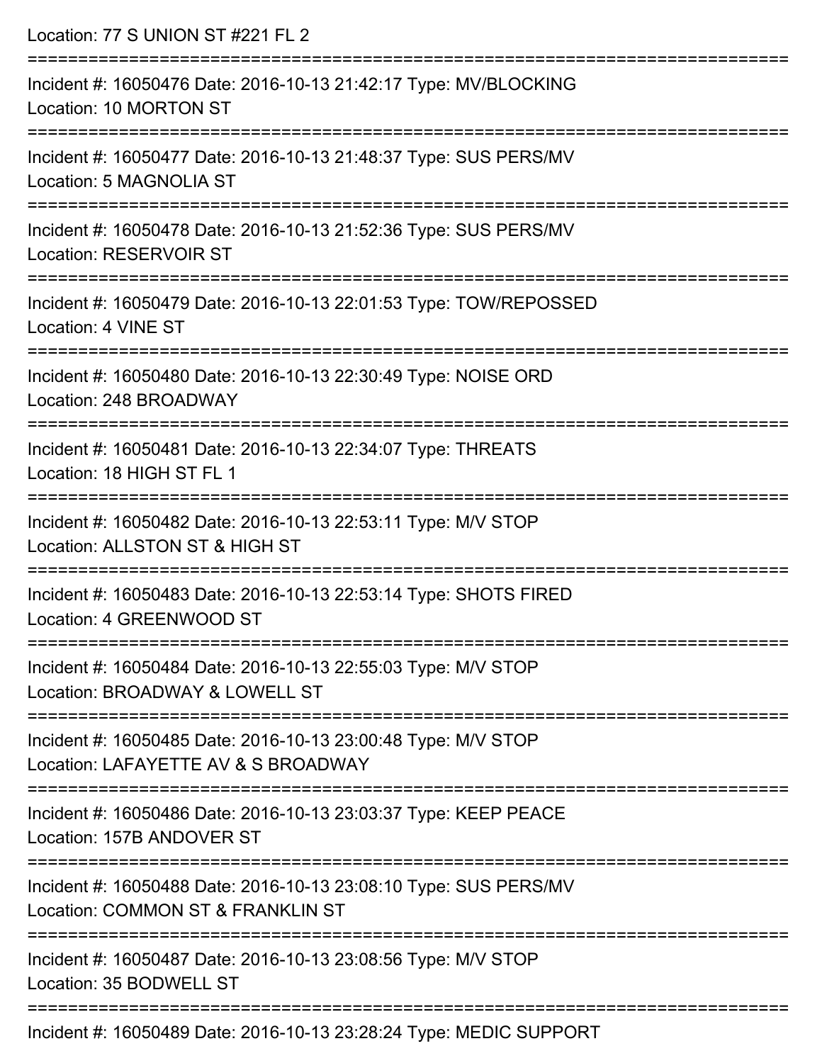Location: 77 S UNION ST #221 FL 2

===========================================================================

Incident #: 16050476 Date: 2016-10-13 21:42:17 Type: MV/BLOCKING

Location: 10 MORTON ST

===========================================================================

Incident #: 16050477 Date: 2016-10-13 21:48:37 Type: SUS PERS/MV

Location: 5 MAGNOLIA ST

===========================================================================

Incident #: 16050478 Date: 2016-10-13 21:52:36 Type: SUS PERS/MV

Location: RESERVOIR ST

===========================================================================

Incident #: 16050479 Date: 2016-10-13 22:01:53 Type: TOW/REPOSSED

Location: 4 VINE ST

===========================================================================

Incident #: 16050480 Date: 2016-10-13 22:30:49 Type: NOISE ORD

Location: 248 BROADWAY

===========================================================================

Incident #: 16050481 Date: 2016-10-13 22:34:07 Type: THREATS

Location: 18 HIGH ST FL 1

===========================================================================

Incident #: 16050482 Date: 2016-10-13 22:53:11 Type: M/V STOP

Location: ALLSTON ST & HIGH ST

===========================================================================

Incident #: 16050483 Date: 2016-10-13 22:53:14 Type: SHOTS FIRED

Location: 4 GREENWOOD ST

===========================================================================

Incident #: 16050484 Date: 2016-10-13 22:55:03 Type: M/V STOP

Location: BROADWAY & LOWELL ST

===========================================================================

Incident #: 16050485 Date: 2016-10-13 23:00:48 Type: M/V STOP

Location: LAFAYETTE AV & S BROADWAY

===========================================================================

Incident #: 16050486 Date: 2016-10-13 23:03:37 Type: KEEP PEACE

Location: 157B ANDOVER ST

===========================================================================

Incident #: 16050488 Date: 2016-10-13 23:08:10 Type: SUS PERS/MV

Location: COMMON ST & FRANKLIN ST

===========================================================================

Incident #: 16050487 Date: 2016-10-13 23:08:56 Type: M/V STOP

Location: 35 BODWELL ST

===========================================================================

Incident #: 16050489 Date: 2016-10-13 23:28:24 Type: MEDIC SUPPORT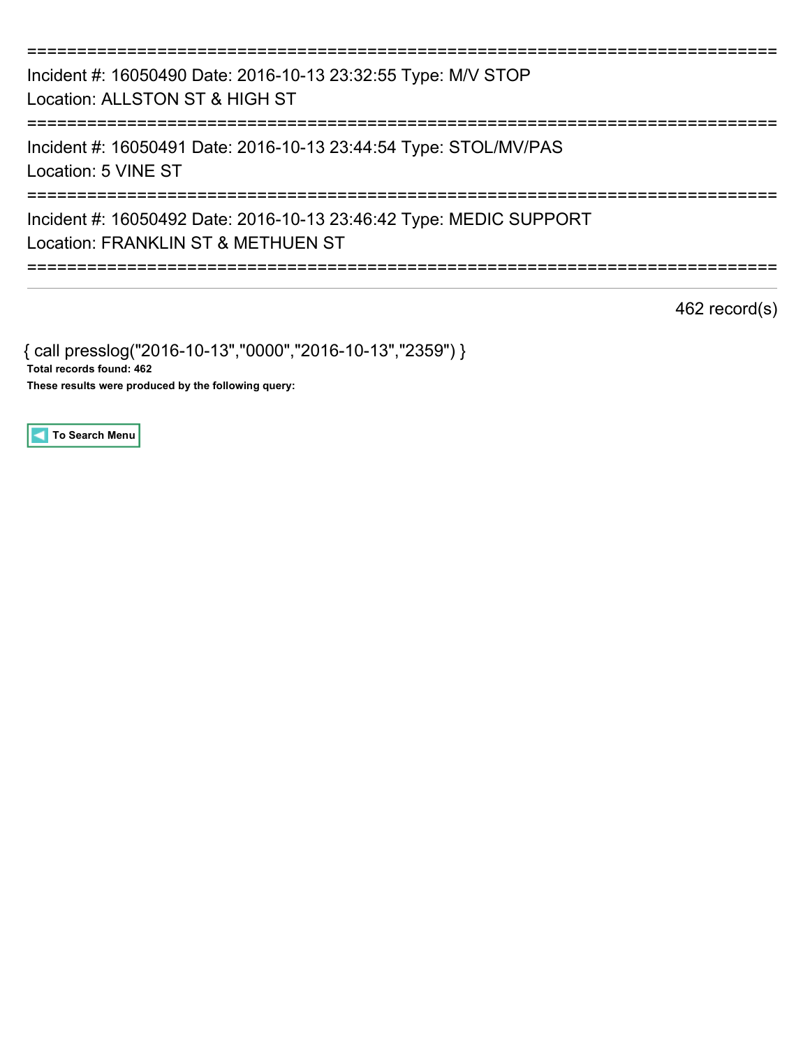===========================================================================

Incident #: 16050490 Date: 2016-10-13 23:32:55 Type: M/V STOP
Location: ALLSTON ST & HIGH ST

===========================================================================

Incident #: 16050491 Date: 2016-10-13 23:44:54 Type: STOL/MV/PAS
Location: 5 VINE ST

===========================================================================

Incident #: 16050492 Date: 2016-10-13 23:46:42 Type: MEDIC SUPPORT
Location: FRANKLIN ST & METHUEN ST

===========================================================================

---

462 record(s)

{ call presslog("2016-10-13","0000","2016-10-13","2359") }

**Total records found: 462**

**These results were produced by the following query:**

**To Search Menu**